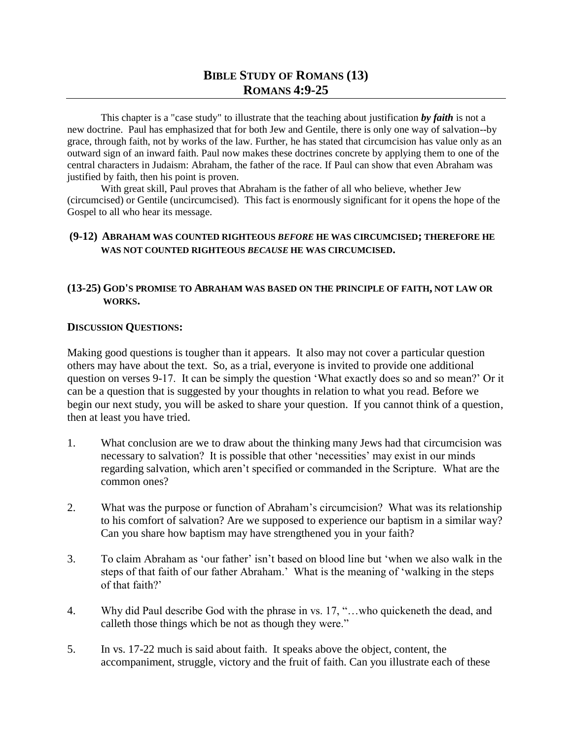# BIBLE STUDY OF ROMANS (13)
# ROMANS 4:9-25

This chapter is a "case study" to illustrate that the teaching about justification ***by faith*** is not a new doctrine. Paul has emphasized that for both Jew and Gentile, there is only one way of salvation--by grace, through faith, not by works of the law. Further, he has stated that circumcision has value only as an outward sign of an inward faith. Paul now makes these doctrines concrete by applying them to one of the central characters in Judaism: Abraham, the father of the race. If Paul can show that even Abraham was justified by faith, then his point is proven.

With great skill, Paul proves that Abraham is the father of all who believe, whether Jew (circumcised) or Gentile (uncircumcised). This fact is enormously significant for it opens the hope of the Gospel to all who hear its message.

### (9-12) ABRAHAM WAS COUNTED RIGHTEOUS *BEFORE* HE WAS CIRCUMCISED; THEREFORE HE WAS NOT COUNTED RIGHTEOUS *BECAUSE* HE WAS CIRCUMCISED.

### (13-25) GOD'S PROMISE TO ABRAHAM WAS BASED ON THE PRINCIPLE OF FAITH, NOT LAW OR WORKS.

**DISCUSSION QUESTIONS:**

Making good questions is tougher than it appears. It also may not cover a particular question others may have about the text. So, as a trial, everyone is invited to provide one additional question on verses 9-17. It can be simply the question 'What exactly does so and so mean?' Or it can be a question that is suggested by your thoughts in relation to what you read. Before we begin our next study, you will be asked to share your question. If you cannot think of a question, then at least you have tried.

1. What conclusion are we to draw about the thinking many Jews had that circumcision was necessary to salvation? It is possible that other 'necessities' may exist in our minds regarding salvation, which aren't specified or commanded in the Scripture. What are the common ones?

2. What was the purpose or function of Abraham's circumcision? What was its relationship to his comfort of salvation? Are we supposed to experience our baptism in a similar way? Can you share how baptism may have strengthened you in your faith?

3. To claim Abraham as 'our father' isn't based on blood line but 'when we also walk in the steps of that faith of our father Abraham.' What is the meaning of 'walking in the steps of that faith?'

4. Why did Paul describe God with the phrase in vs. 17, "…who quickeneth the dead, and calleth those things which be not as though they were."

5. In vs. 17-22 much is said about faith. It speaks above the object, content, the accompaniment, struggle, victory and the fruit of faith. Can you illustrate each of these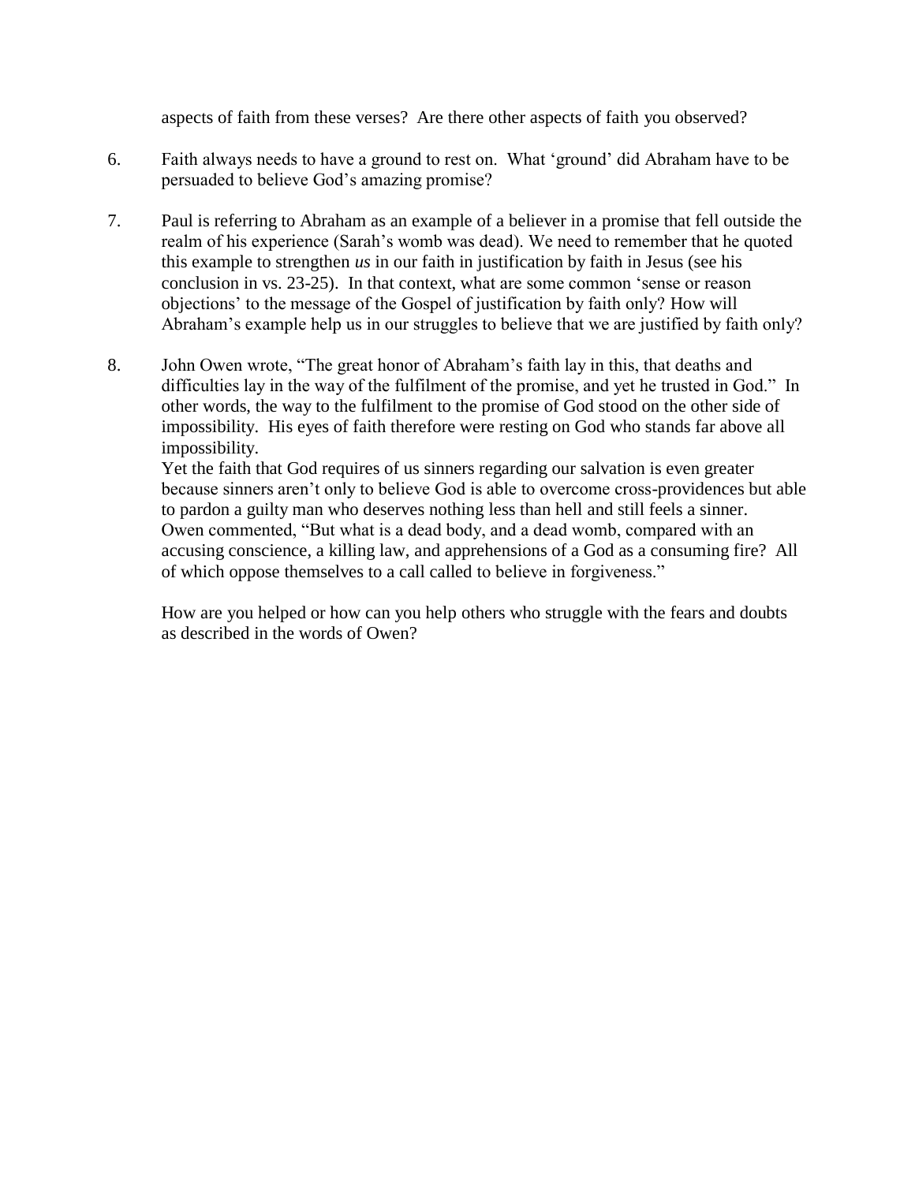aspects of faith from these verses? Are there other aspects of faith you observed?

6. Faith always needs to have a ground to rest on. What 'ground' did Abraham have to be persuaded to believe God's amazing promise?

7. Paul is referring to Abraham as an example of a believer in a promise that fell outside the realm of his experience (Sarah's womb was dead). We need to remember that he quoted this example to strengthen *us* in our faith in justification by faith in Jesus (see his conclusion in vs. 23-25). In that context, what are some common 'sense or reason objections' to the message of the Gospel of justification by faith only? How will Abraham's example help us in our struggles to believe that we are justified by faith only?

8. John Owen wrote, "The great honor of Abraham's faith lay in this, that deaths and difficulties lay in the way of the fulfilment of the promise, and yet he trusted in God." In other words, the way to the fulfilment to the promise of God stood on the other side of impossibility. His eyes of faith therefore were resting on God who stands far above all impossibility.
   Yet the faith that God requires of us sinners regarding our salvation is even greater because sinners aren't only to believe God is able to overcome cross-providences but able to pardon a guilty man who deserves nothing less than hell and still feels a sinner. Owen commented, "But what is a dead body, and a dead womb, compared with an accusing conscience, a killing law, and apprehensions of a God as a consuming fire? All of which oppose themselves to a call called to believe in forgiveness."

   How are you helped or how can you help others who struggle with the fears and doubts as described in the words of Owen?